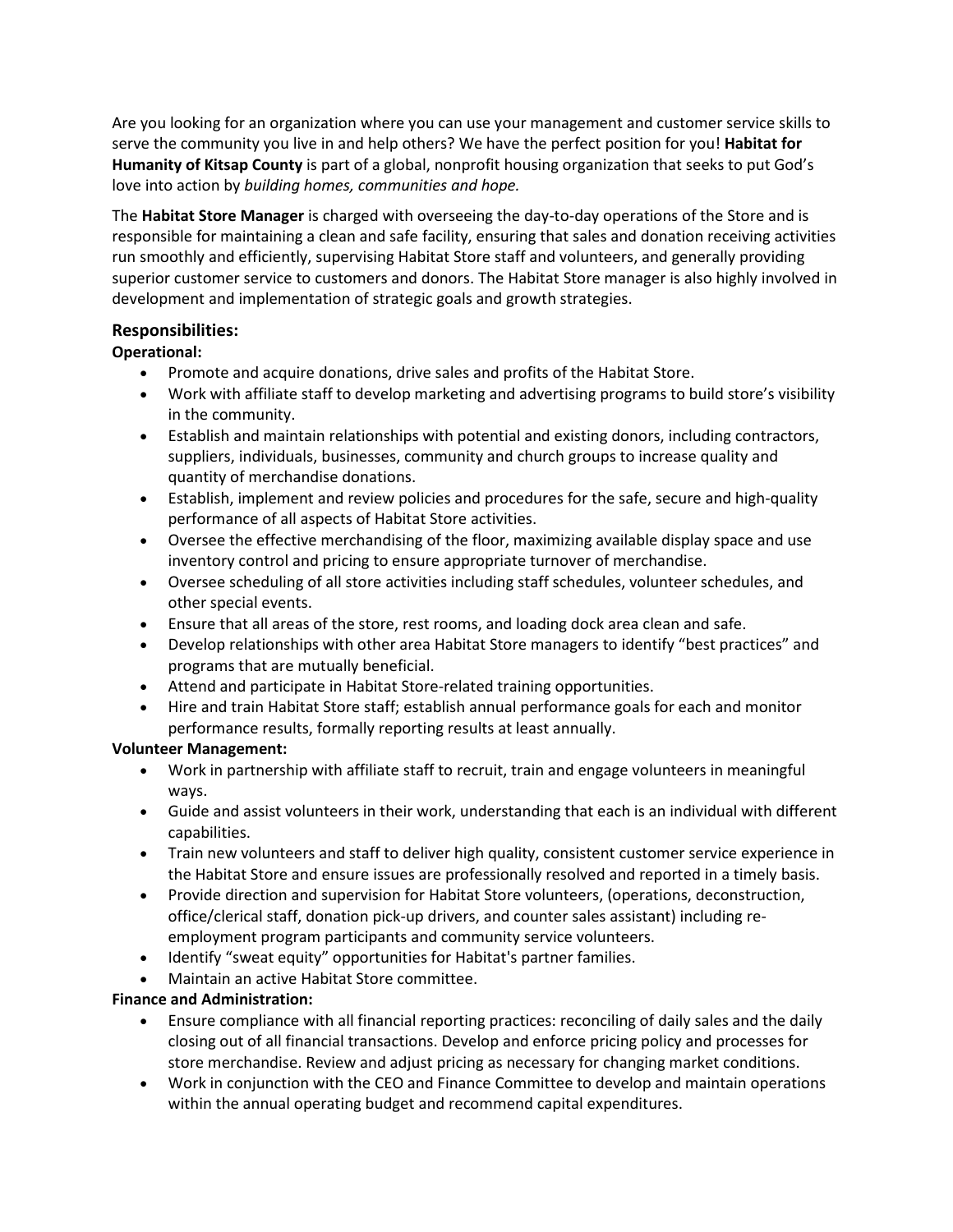Are you looking for an organization where you can use your management and customer service skills to serve the community you live in and help others? We have the perfect position for you! **Habitat for Humanity of Kitsap County** is part of a global, nonprofit housing organization that seeks to put God's love into action by *building homes, communities and hope.*

The **Habitat Store Manager** is charged with overseeing the day-to-day operations of the Store and is responsible for maintaining a clean and safe facility, ensuring that sales and donation receiving activities run smoothly and efficiently, supervising Habitat Store staff and volunteers, and generally providing superior customer service to customers and donors. The Habitat Store manager is also highly involved in development and implementation of strategic goals and growth strategies.

## Responsibilities:

**Operational:**

- Promote and acquire donations, drive sales and profits of the Habitat Store.
- Work with affiliate staff to develop marketing and advertising programs to build store's visibility in the community.
- Establish and maintain relationships with potential and existing donors, including contractors, suppliers, individuals, businesses, community and church groups to increase quality and quantity of merchandise donations.
- Establish, implement and review policies and procedures for the safe, secure and high-quality performance of all aspects of Habitat Store activities.
- Oversee the effective merchandising of the floor, maximizing available display space and use inventory control and pricing to ensure appropriate turnover of merchandise.
- Oversee scheduling of all store activities including staff schedules, volunteer schedules, and other special events.
- Ensure that all areas of the store, rest rooms, and loading dock area clean and safe.
- Develop relationships with other area Habitat Store managers to identify "best practices" and programs that are mutually beneficial.
- Attend and participate in Habitat Store-related training opportunities.
- Hire and train Habitat Store staff; establish annual performance goals for each and monitor performance results, formally reporting results at least annually.

**Volunteer Management:**

- Work in partnership with affiliate staff to recruit, train and engage volunteers in meaningful ways.
- Guide and assist volunteers in their work, understanding that each is an individual with different capabilities.
- Train new volunteers and staff to deliver high quality, consistent customer service experience in the Habitat Store and ensure issues are professionally resolved and reported in a timely basis.
- Provide direction and supervision for Habitat Store volunteers, (operations, deconstruction, office/clerical staff, donation pick-up drivers, and counter sales assistant) including re-employment program participants and community service volunteers.
- Identify "sweat equity" opportunities for Habitat's partner families.
- Maintain an active Habitat Store committee.

**Finance and Administration:**

- Ensure compliance with all financial reporting practices: reconciling of daily sales and the daily closing out of all financial transactions. Develop and enforce pricing policy and processes for store merchandise. Review and adjust pricing as necessary for changing market conditions.
- Work in conjunction with the CEO and Finance Committee to develop and maintain operations within the annual operating budget and recommend capital expenditures.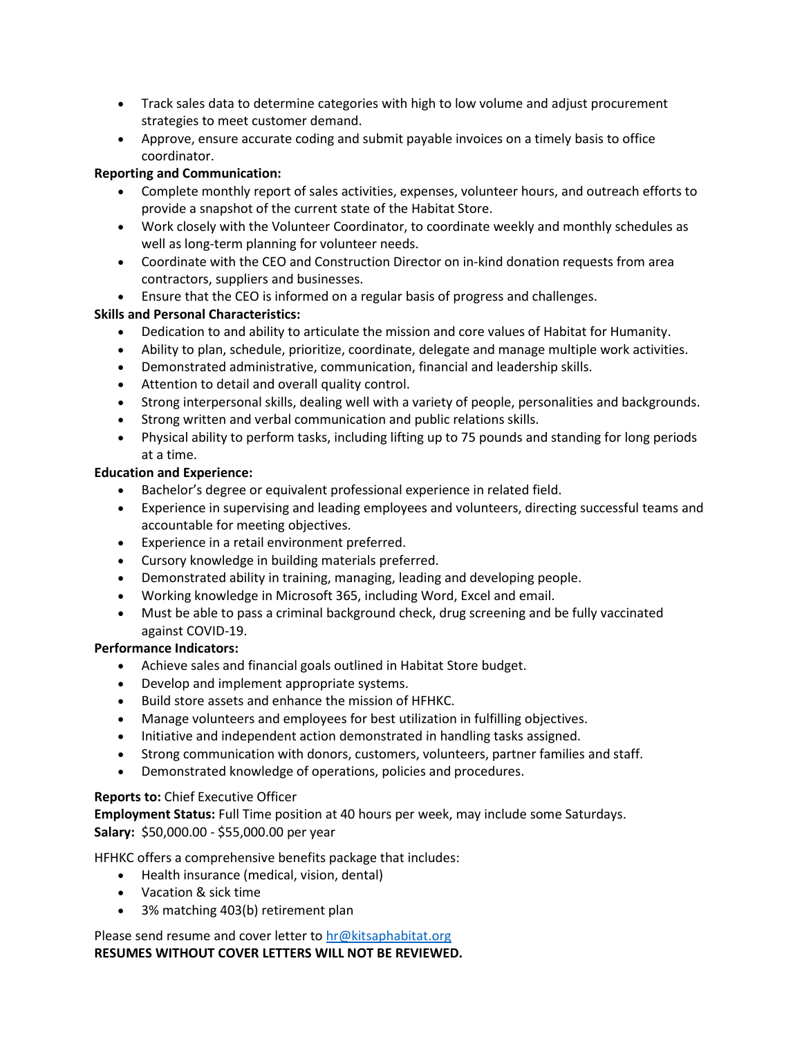- Track sales data to determine categories with high to low volume and adjust procurement strategies to meet customer demand.
- Approve, ensure accurate coding and submit payable invoices on a timely basis to office coordinator.

**Reporting and Communication:**

- Complete monthly report of sales activities, expenses, volunteer hours, and outreach efforts to provide a snapshot of the current state of the Habitat Store.
- Work closely with the Volunteer Coordinator, to coordinate weekly and monthly schedules as well as long-term planning for volunteer needs.
- Coordinate with the CEO and Construction Director on in-kind donation requests from area contractors, suppliers and businesses.
- Ensure that the CEO is informed on a regular basis of progress and challenges.

**Skills and Personal Characteristics:**

- Dedication to and ability to articulate the mission and core values of Habitat for Humanity.
- Ability to plan, schedule, prioritize, coordinate, delegate and manage multiple work activities.
- Demonstrated administrative, communication, financial and leadership skills.
- Attention to detail and overall quality control.
- Strong interpersonal skills, dealing well with a variety of people, personalities and backgrounds.
- Strong written and verbal communication and public relations skills.
- Physical ability to perform tasks, including lifting up to 75 pounds and standing for long periods at a time.

**Education and Experience:**

- Bachelor's degree or equivalent professional experience in related field.
- Experience in supervising and leading employees and volunteers, directing successful teams and accountable for meeting objectives.
- Experience in a retail environment preferred.
- Cursory knowledge in building materials preferred.
- Demonstrated ability in training, managing, leading and developing people.
- Working knowledge in Microsoft 365, including Word, Excel and email.
- Must be able to pass a criminal background check, drug screening and be fully vaccinated against COVID-19.

**Performance Indicators:**

- Achieve sales and financial goals outlined in Habitat Store budget.
- Develop and implement appropriate systems.
- Build store assets and enhance the mission of HFHKC.
- Manage volunteers and employees for best utilization in fulfilling objectives.
- Initiative and independent action demonstrated in handling tasks assigned.
- Strong communication with donors, customers, volunteers, partner families and staff.
- Demonstrated knowledge of operations, policies and procedures.

**Reports to:** Chief Executive Officer
**Employment Status:** Full Time position at 40 hours per week, may include some Saturdays.
**Salary:** $50,000.00 - $55,000.00 per year

HFHKC offers a comprehensive benefits package that includes:

- Health insurance (medical, vision, dental)
- Vacation & sick time
- 3% matching 403(b) retirement plan

Please send resume and cover letter to hr@kitsaphabitat.org
**RESUMES WITHOUT COVER LETTERS WILL NOT BE REVIEWED.**